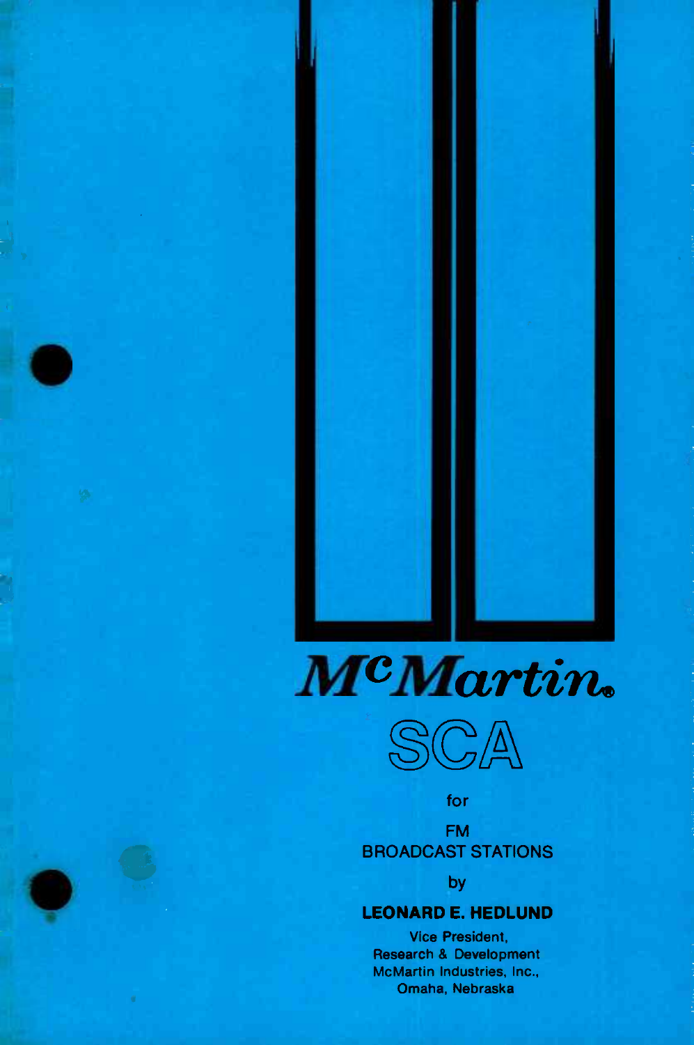# McMartin®

## SCA

for

FM
BROADCAST STATIONS

by

**LEONARD E. HEDLUND**

Vice President,
Research & Development
McMartin Industries, Inc.,
Omaha, Nebraska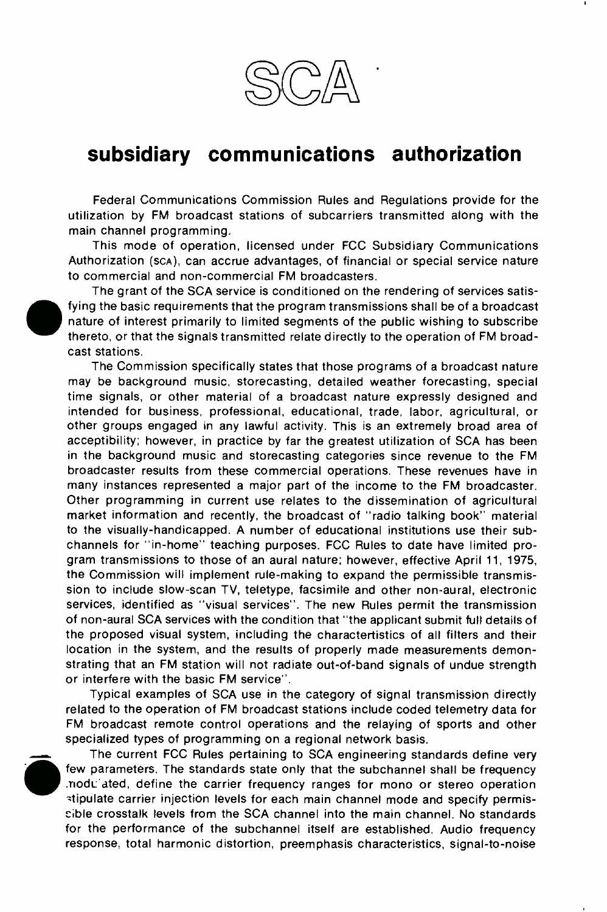# SCA

## subsidiary communications authorization

Federal Communications Commission Rules and Regulations provide for the utilization by FM broadcast stations of subcarriers transmitted along with the main channel programming.

This mode of operation, licensed under FCC Subsidiary Communications Authorization (SCA), can accrue advantages, of financial or special service nature to commercial and non-commercial FM broadcasters.

The grant of the SCA service is conditioned on the rendering of services satisfying the basic requirements that the program transmissions shall be of a broadcast nature of interest primarily to limited segments of the public wishing to subscribe thereto, or that the signals transmitted relate directly to the operation of FM broadcast stations.

The Commission specifically states that those programs of a broadcast nature may be background music, storecasting, detailed weather forecasting, special time signals, or other material of a broadcast nature expressly designed and intended for business, professional, educational, trade, labor, agricultural, or other groups engaged in any lawful activity. This is an extremely broad area of acceptibility; however, in practice by far the greatest utilization of SCA has been in the background music and storecasting categories since revenue to the FM broadcaster results from these commercial operations. These revenues have in many instances represented a major part of the income to the FM broadcaster. Other programming in current use relates to the dissemination of agricultural market information and recently, the broadcast of "radio talking book" material to the visually-handicapped. A number of educational institutions use their subchannels for "in-home" teaching purposes. FCC Rules to date have limited program transmissions to those of an aural nature; however, effective April 11, 1975, the Commission will implement rule-making to expand the permissible transmission to include slow-scan TV, teletype, facsimile and other non-aural, electronic services, identified as "visual services". The new Rules permit the transmission of non-aural SCA services with the condition that "the applicant submit full details of the proposed visual system, including the charactertistics of all filters and their location in the system, and the results of properly made measurements demonstrating that an FM station will not radiate out-of-band signals of undue strength or interfere with the basic FM service".

Typical examples of SCA use in the category of signal transmission directly related to the operation of FM broadcast stations include coded telemetry data for FM broadcast remote control operations and the relaying of sports and other specialized types of programming on a regional network basis.

The current FCC Rules pertaining to SCA engineering standards define very few parameters. The standards state only that the subchannel shall be frequency modulated, define the carrier frequency ranges for mono or stereo operation stipulate carrier injection levels for each main channel mode and specify permissible crosstalk levels from the SCA channel into the main channel. No standards for the performance of the subchannel itself are established. Audio frequency response, total harmonic distortion, preemphasis characteristics, signal-to-noise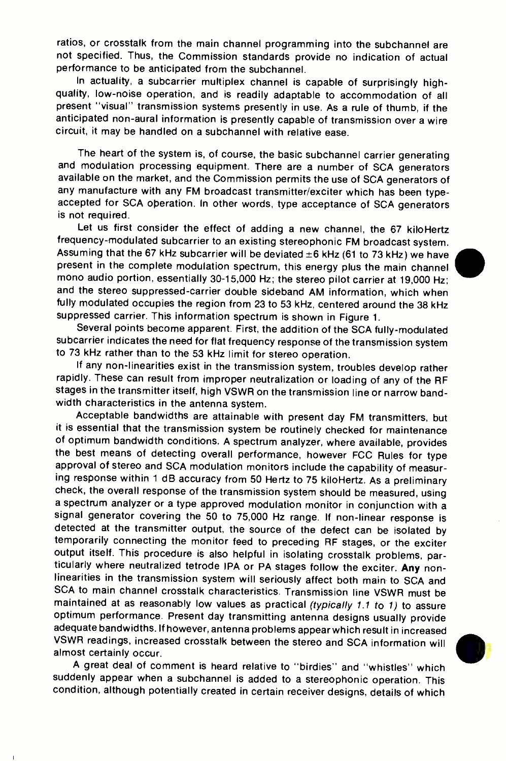ratios, or crosstalk from the main channel programming into the subchannel are not specified. Thus, the Commission standards provide no indication of actual performance to be anticipated from the subchannel.

In actuality, a subcarrier multiplex channel is capable of surprisingly high-quality, low-noise operation, and is readily adaptable to accommodation of all present "visual" transmission systems presently in use. As a rule of thumb, if the anticipated non-aural information is presently capable of transmission over a wire circuit, it may be handled on a subchannel with relative ease.

The heart of the system is, of course, the basic subchannel carrier generating and modulation processing equipment. There are a number of SCA generators available on the market, and the Commission permits the use of SCA generators of any manufacture with any FM broadcast transmitter/exciter which has been type-accepted for SCA operation. In other words, type acceptance of SCA generators is not required.

Let us first consider the effect of adding a new channel, the 67 kiloHertz frequency-modulated subcarrier to an existing stereophonic FM broadcast system. Assuming that the 67 kHz subcarrier will be deviated ±6 kHz (61 to 73 kHz) we have present in the complete modulation spectrum, this energy plus the main channel mono audio portion, essentially 30-15,000 Hz; the stereo pilot carrier at 19,000 Hz; and the stereo suppressed-carrier double sideband AM information, which when fully modulated occupies the region from 23 to 53 kHz, centered around the 38 kHz suppressed carrier. This information spectrum is shown in Figure 1.

Several points become apparent. First, the addition of the SCA fully-modulated subcarrier indicates the need for flat frequency response of the transmission system to 73 kHz rather than to the 53 kHz limit for stereo operation.

If any non-linearities exist in the transmission system, troubles develop rather rapidly. These can result from improper neutralization or loading of any of the RF stages in the transmitter itself, high VSWR on the transmission line or narrow bandwidth characteristics in the antenna system.

Acceptable bandwidths are attainable with present day FM transmitters, but it is essential that the transmission system be routinely checked for maintenance of optimum bandwidth conditions. A spectrum analyzer, where available, provides the best means of detecting overall performance, however FCC Rules for type approval of stereo and SCA modulation monitors include the capability of measuring response within 1 dB accuracy from 50 Hertz to 75 kiloHertz. As a preliminary check, the overall response of the transmission system should be measured, using a spectrum analyzer or a type approved modulation monitor in conjunction with a signal generator covering the 50 to 75,000 Hz range. If non-linear response is detected at the transmitter output, the source of the defect can be isolated by temporarily connecting the monitor feed to preceding RF stages, or the exciter output itself. This procedure is also helpful in isolating crosstalk problems, particularly where neutralized tetrode IPA or PA stages follow the exciter. **Any** non-linearities in the transmission system will seriously affect both main to SCA and SCA to main channel crosstalk characteristics. Transmission line VSWR must be maintained at as reasonably low values as practical *(typically 1.1 to 1)* to assure optimum performance. Present day transmitting antenna designs usually provide adequate bandwidths. If however, antenna problems appear which result in increased VSWR readings, increased crosstalk between the stereo and SCA information will almost certainly occur.

A great deal of comment is heard relative to "birdies" and "whistles" which suddenly appear when a subchannel is added to a stereophonic operation. This condition, although potentially created in certain receiver designs, details of which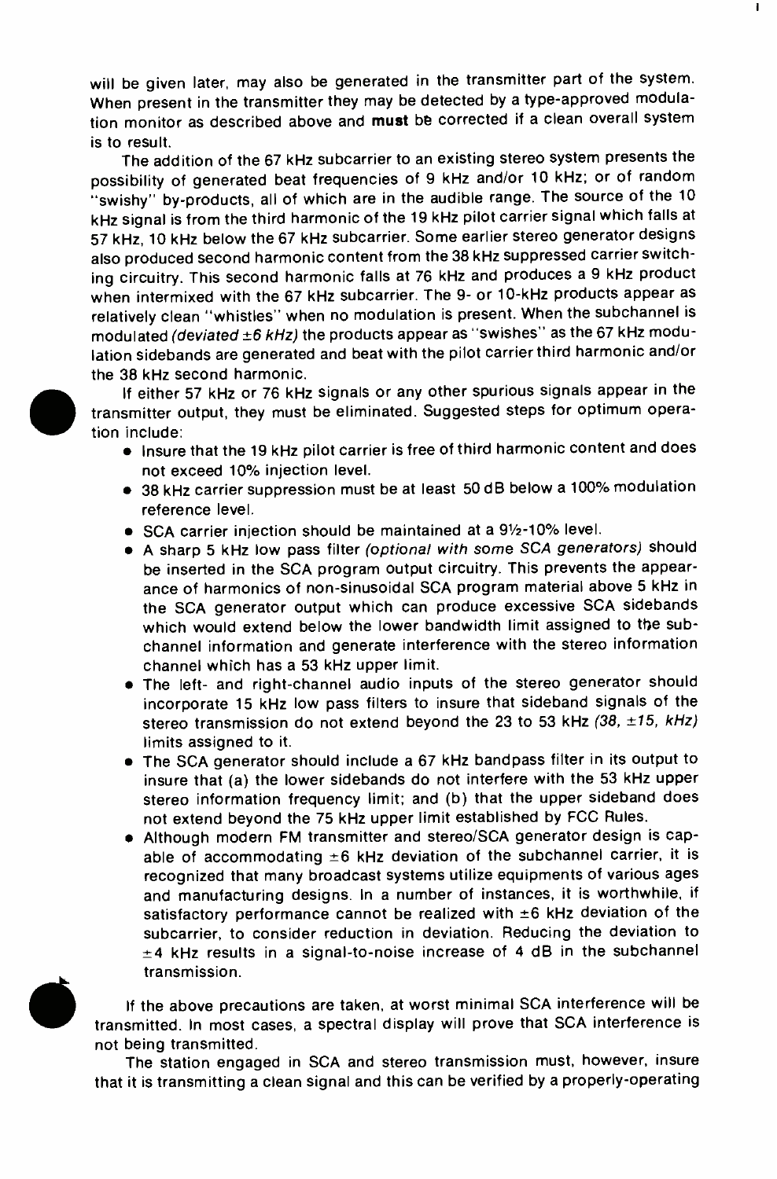will be given later, may also be generated in the transmitter part of the system. When present in the transmitter they may be detected by a type-approved modulation monitor as described above and **must** be corrected if a clean overall system is to result.

The addition of the 67 kHz subcarrier to an existing stereo system presents the possibility of generated beat frequencies of 9 kHz and/or 10 kHz; or of random "swishy" by-products, all of which are in the audible range. The source of the 10 kHz signal is from the third harmonic of the 19 kHz pilot carrier signal which falls at 57 kHz, 10 kHz below the 67 kHz subcarrier. Some earlier stereo generator designs also produced second harmonic content from the 38 kHz suppressed carrier switching circuitry. This second harmonic falls at 76 kHz and produces a 9 kHz product when intermixed with the 67 kHz subcarrier. The 9- or 10-kHz products appear as relatively clean "whistles" when no modulation is present. When the subchannel is modulated *(deviated ±6 kHz)* the products appear as "swishes" as the 67 kHz modulation sidebands are generated and beat with the pilot carrier third harmonic and/or the 38 kHz second harmonic.

If either 57 kHz or 76 kHz signals or any other spurious signals appear in the transmitter output, they must be eliminated. Suggested steps for optimum operation include:

- Insure that the 19 kHz pilot carrier is free of third harmonic content and does not exceed 10% injection level.
- 38 kHz carrier suppression must be at least 50 dB below a 100% modulation reference level.
- SCA carrier injection should be maintained at a 9½-10% level.
- A sharp 5 kHz low pass filter *(optional with some SCA generators)* should be inserted in the SCA program output circuitry. This prevents the appearance of harmonics of non-sinusoidal SCA program material above 5 kHz in the SCA generator output which can produce excessive SCA sidebands which would extend below the lower bandwidth limit assigned to the subchannel information and generate interference with the stereo information channel which has a 53 kHz upper limit.
- The left- and right-channel audio inputs of the stereo generator should incorporate 15 kHz low pass filters to insure that sideband signals of the stereo transmission do not extend beyond the 23 to 53 kHz *(38, ±15, kHz)* limits assigned to it.
- The SCA generator should include a 67 kHz bandpass filter in its output to insure that (a) the lower sidebands do not interfere with the 53 kHz upper stereo information frequency limit; and (b) that the upper sideband does not extend beyond the 75 kHz upper limit established by FCC Rules.
- Although modern FM transmitter and stereo/SCA generator design is capable of accommodating ±6 kHz deviation of the subchannel carrier, it is recognized that many broadcast systems utilize equipments of various ages and manufacturing designs. In a number of instances, it is worthwhile, if satisfactory performance cannot be realized with ±6 kHz deviation of the subcarrier, to consider reduction in deviation. Reducing the deviation to ±4 kHz results in a signal-to-noise increase of 4 dB in the subchannel transmission.

If the above precautions are taken, at worst minimal SCA interference will be transmitted. In most cases, a spectral display will prove that SCA interference is not being transmitted.

The station engaged in SCA and stereo transmission must, however, insure that it is transmitting a clean signal and this can be verified by a properly-operating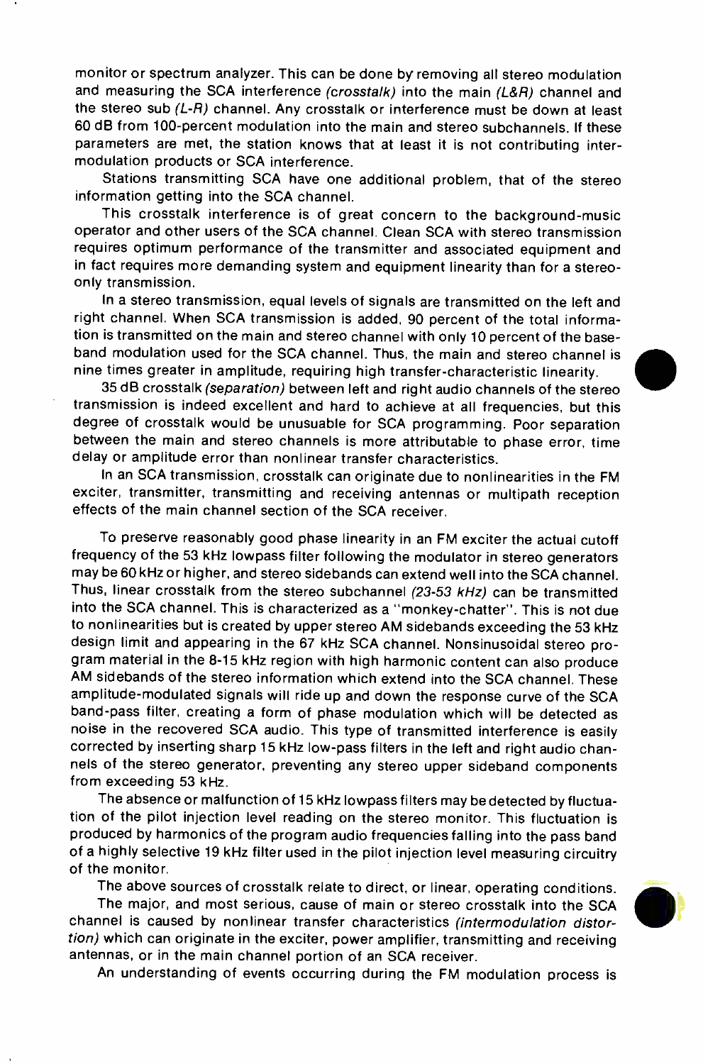monitor or spectrum analyzer. This can be done by removing all stereo modulation and measuring the SCA interference *(crosstalk)* into the main *(L&R)* channel and the stereo sub *(L-R)* channel. Any crosstalk or interference must be down at least 60 dB from 100-percent modulation into the main and stereo subchannels. If these parameters are met, the station knows that at least it is not contributing intermodulation products or SCA interference.

Stations transmitting SCA have one additional problem, that of the stereo information getting into the SCA channel.

This crosstalk interference is of great concern to the background-music operator and other users of the SCA channel. Clean SCA with stereo transmission requires optimum performance of the transmitter and associated equipment and in fact requires more demanding system and equipment linearity than for a stereo-only transmission.

In a stereo transmission, equal levels of signals are transmitted on the left and right channel. When SCA transmission is added, 90 percent of the total information is transmitted on the main and stereo channel with only 10 percent of the baseband modulation used for the SCA channel. Thus, the main and stereo channel is nine times greater in amplitude, requiring high transfer-characteristic linearity.

35 dB crosstalk *(separation)* between left and right audio channels of the stereo transmission is indeed excellent and hard to achieve at all frequencies, but this degree of crosstalk would be unusuable for SCA programming. Poor separation between the main and stereo channels is more attributable to phase error, time delay or amplitude error than nonlinear transfer characteristics.

In an SCA transmission, crosstalk can originate due to nonlinearities in the FM exciter, transmitter, transmitting and receiving antennas or multipath reception effects of the main channel section of the SCA receiver.

To preserve reasonably good phase linearity in an FM exciter the actual cutoff frequency of the 53 kHz lowpass filter following the modulator in stereo generators may be 60 kHz or higher, and stereo sidebands can extend well into the SCA channel. Thus, linear crosstalk from the stereo subchannel *(23-53 kHz)* can be transmitted into the SCA channel. This is characterized as a "monkey-chatter". This is not due to nonlinearities but is created by upper stereo AM sidebands exceeding the 53 kHz design limit and appearing in the 67 kHz SCA channel. Nonsinusoidal stereo program material in the 8-15 kHz region with high harmonic content can also produce AM sidebands of the stereo information which extend into the SCA channel. These amplitude-modulated signals will ride up and down the response curve of the SCA band-pass filter, creating a form of phase modulation which will be detected as noise in the recovered SCA audio. This type of transmitted interference is easily corrected by inserting sharp 15 kHz low-pass filters in the left and right audio channels of the stereo generator, preventing any stereo upper sideband components from exceeding 53 kHz.

The absence or malfunction of 15 kHz lowpass filters may be detected by fluctuation of the pilot injection level reading on the stereo monitor. This fluctuation is produced by harmonics of the program audio frequencies falling into the pass band of a highly selective 19 kHz filter used in the pilot injection level measuring circuitry of the monitor.

The above sources of crosstalk relate to direct, or linear, operating conditions.

The major, and most serious, cause of main or stereo crosstalk into the SCA channel is caused by nonlinear transfer characteristics *(intermodulation distortion)* which can originate in the exciter, power amplifier, transmitting and receiving antennas, or in the main channel portion of an SCA receiver.

An understanding of events occurring during the FM modulation process is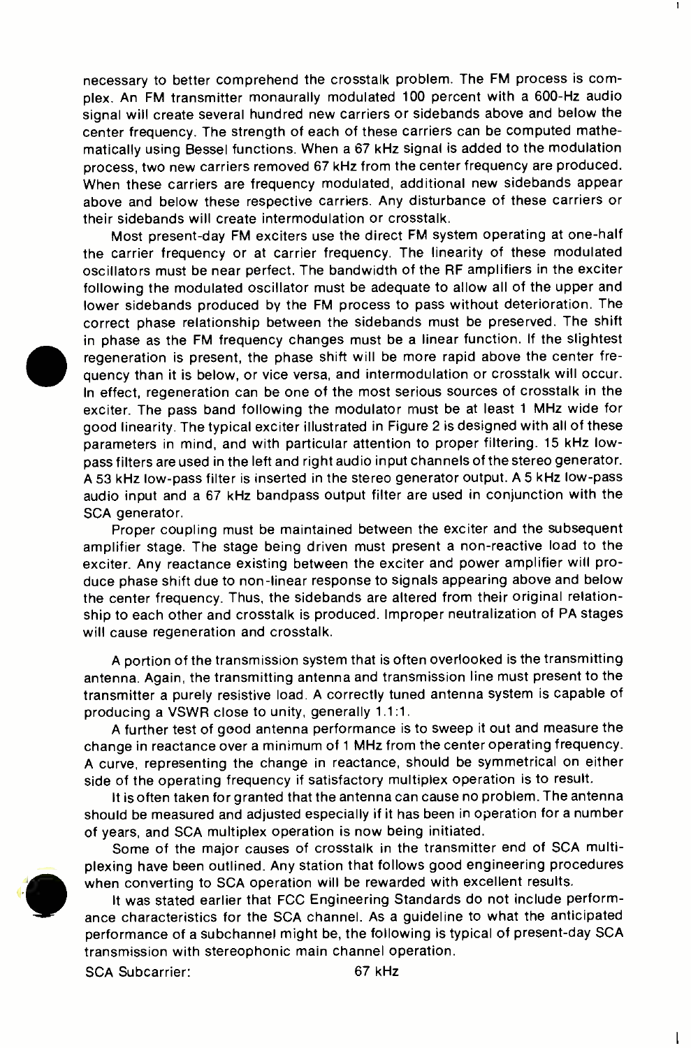necessary to better comprehend the crosstalk problem. The FM process is complex. An FM transmitter monaurally modulated 100 percent with a 600-Hz audio signal will create several hundred new carriers or sidebands above and below the center frequency. The strength of each of these carriers can be computed mathematically using Bessel functions. When a 67 kHz signal is added to the modulation process, two new carriers removed 67 kHz from the center frequency are produced. When these carriers are frequency modulated, additional new sidebands appear above and below these respective carriers. Any disturbance of these carriers or their sidebands will create intermodulation or crosstalk.

Most present-day FM exciters use the direct FM system operating at one-half the carrier frequency or at carrier frequency. The linearity of these modulated oscillators must be near perfect. The bandwidth of the RF amplifiers in the exciter following the modulated oscillator must be adequate to allow all of the upper and lower sidebands produced by the FM process to pass without deterioration. The correct phase relationship between the sidebands must be preserved. The shift in phase as the FM frequency changes must be a linear function. If the slightest regeneration is present, the phase shift will be more rapid above the center frequency than it is below, or vice versa, and intermodulation or crosstalk will occur. In effect, regeneration can be one of the most serious sources of crosstalk in the exciter. The pass band following the modulator must be at least 1 MHz wide for good linearity. The typical exciter illustrated in Figure 2 is designed with all of these parameters in mind, and with particular attention to proper filtering. 15 kHz low-pass filters are used in the left and right audio input channels of the stereo generator. A 53 kHz low-pass filter is inserted in the stereo generator output. A 5 kHz low-pass audio input and a 67 kHz bandpass output filter are used in conjunction with the SCA generator.

Proper coupling must be maintained between the exciter and the subsequent amplifier stage. The stage being driven must present a non-reactive load to the exciter. Any reactance existing between the exciter and power amplifier will produce phase shift due to non-linear response to signals appearing above and below the center frequency. Thus, the sidebands are altered from their original relationship to each other and crosstalk is produced. Improper neutralization of PA stages will cause regeneration and crosstalk.

A portion of the transmission system that is often overlooked is the transmitting antenna. Again, the transmitting antenna and transmission line must present to the transmitter a purely resistive load. A correctly tuned antenna system is capable of producing a VSWR close to unity, generally 1.1:1.

A further test of good antenna performance is to sweep it out and measure the change in reactance over a minimum of 1 MHz from the center operating frequency. A curve, representing the change in reactance, should be symmetrical on either side of the operating frequency if satisfactory multiplex operation is to result.

It is often taken for granted that the antenna can cause no problem. The antenna should be measured and adjusted especially if it has been in operation for a number of years, and SCA multiplex operation is now being initiated.

Some of the major causes of crosstalk in the transmitter end of SCA multiplexing have been outlined. Any station that follows good engineering procedures when converting to SCA operation will be rewarded with excellent results.

It was stated earlier that FCC Engineering Standards do not include performance characteristics for the SCA channel. As a guideline to what the anticipated performance of a subchannel might be, the following is typical of present-day SCA transmission with stereophonic main channel operation.

SCA Subcarrier: 67 kHz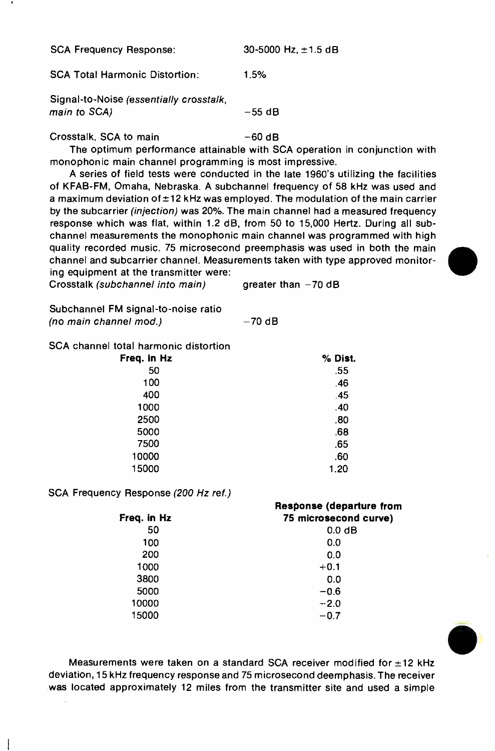| | |
|---|---|
| SCA Frequency Response: | 30-5000 Hz, ±1.5 dB |
| SCA Total Harmonic Distortion: | 1.5% |
| Signal-to-Noise *(essentially crosstalk, main to SCA)* | −55 dB |
| Crosstalk, SCA to main | −60 dB |

The optimum performance attainable with SCA operation in conjunction with monophonic main channel programming is most impressive.

A series of field tests were conducted in the late 1960's utilizing the facilities of KFAB-FM, Omaha, Nebraska. A subchannel frequency of 58 kHz was used and a maximum deviation of ±12 kHz was employed. The modulation of the main carrier by the subcarrier *(injection)* was 20%. The main channel had a measured frequency response which was flat, within 1.2 dB, from 50 to 15,000 Hertz. During all subchannel measurements the monophonic main channel was programmed with high quality recorded music. 75 microsecond preemphasis was used in both the main channel and subcarrier channel. Measurements taken with type approved monitoring equipment at the transmitter were:

| | |
|---|---|
| Crosstalk *(subchannel into main)* | greater than −70 dB |
| Subchannel FM signal-to-noise ratio *(no main channel mod.)* | −70 dB |

SCA channel total harmonic distortion

| Freq. in Hz | % Dist. |
|---|---|
| 50 | .55 |
| 100 | .46 |
| 400 | .45 |
| 1000 | .40 |
| 2500 | .80 |
| 5000 | .68 |
| 7500 | .65 |
| 10000 | .60 |
| 15000 | 1.20 |

SCA Frequency Response *(200 Hz ref.)*

| Freq. in Hz | Response (departure from 75 microsecond curve) |
|---|---|
| 50 | 0.0 dB |
| 100 | 0.0 |
| 200 | 0.0 |
| 1000 | +0.1 |
| 3800 | 0.0 |
| 5000 | −0.6 |
| 10000 | −2.0 |
| 15000 | −0.7 |

Measurements were taken on a standard SCA receiver modified for ±12 kHz deviation, 15 kHz frequency response and 75 microsecond deemphasis. The receiver was located approximately 12 miles from the transmitter site and used a simple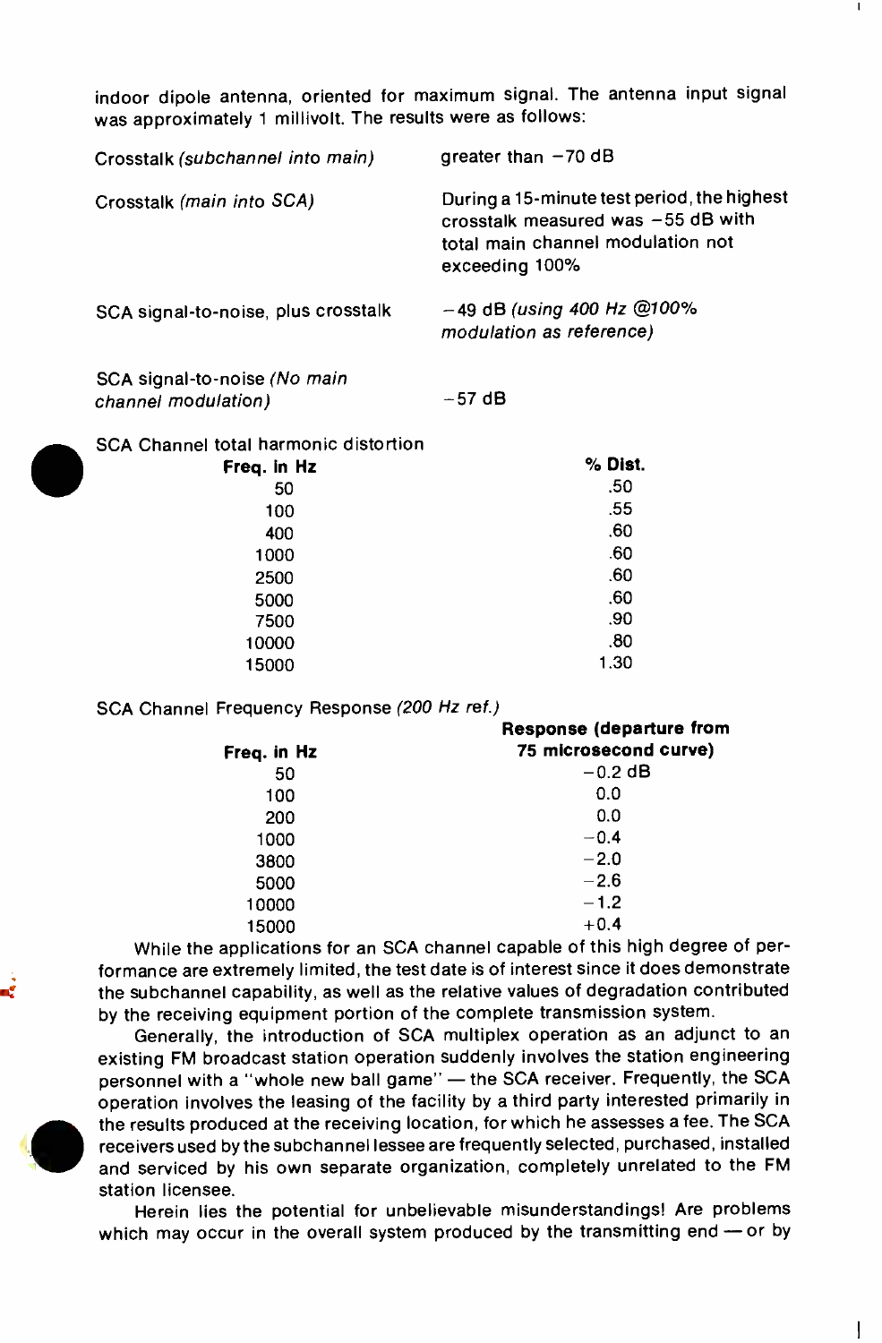indoor dipole antenna, oriented for maximum signal. The antenna input signal was approximately 1 millivolt. The results were as follows:

| | |
|---|---|
| Crosstalk *(subchannel into main)* | greater than −70 dB |
| Crosstalk *(main into SCA)* | During a 15-minute test period, the highest crosstalk measured was −55 dB with total main channel modulation not exceeding 100% |
| SCA signal-to-noise, plus crosstalk | −49 dB *(using 400 Hz @100% modulation as reference)* |
| SCA signal-to-noise *(No main channel modulation)* | −57 dB |

SCA Channel total harmonic distortion

| Freq. in Hz | % Dist. |
|---|---|
| 50 | .50 |
| 100 | .55 |
| 400 | .60 |
| 1000 | .60 |
| 2500 | .60 |
| 5000 | .60 |
| 7500 | .90 |
| 10000 | .80 |
| 15000 | 1.30 |

SCA Channel Frequency Response *(200 Hz ref.)*

| Freq. in Hz | Response (departure from 75 microsecond curve) |
|---|---|
| 50 | −0.2 dB |
| 100 | 0.0 |
| 200 | 0.0 |
| 1000 | −0.4 |
| 3800 | −2.0 |
| 5000 | −2.6 |
| 10000 | −1.2 |
| 15000 | +0.4 |

While the applications for an SCA channel capable of this high degree of performance are extremely limited, the test date is of interest since it does demonstrate the subchannel capability, as well as the relative values of degradation contributed by the receiving equipment portion of the complete transmission system.

Generally, the introduction of SCA multiplex operation as an adjunct to an existing FM broadcast station operation suddenly involves the station engineering personnel with a "whole new ball game" — the SCA receiver. Frequently, the SCA operation involves the leasing of the facility by a third party interested primarily in the results produced at the receiving location, for which he assesses a fee. The SCA receivers used by the subchannel lessee are frequently selected, purchased, installed and serviced by his own separate organization, completely unrelated to the FM station licensee.

Herein lies the potential for unbelievable misunderstandings! Are problems which may occur in the overall system produced by the transmitting end — or by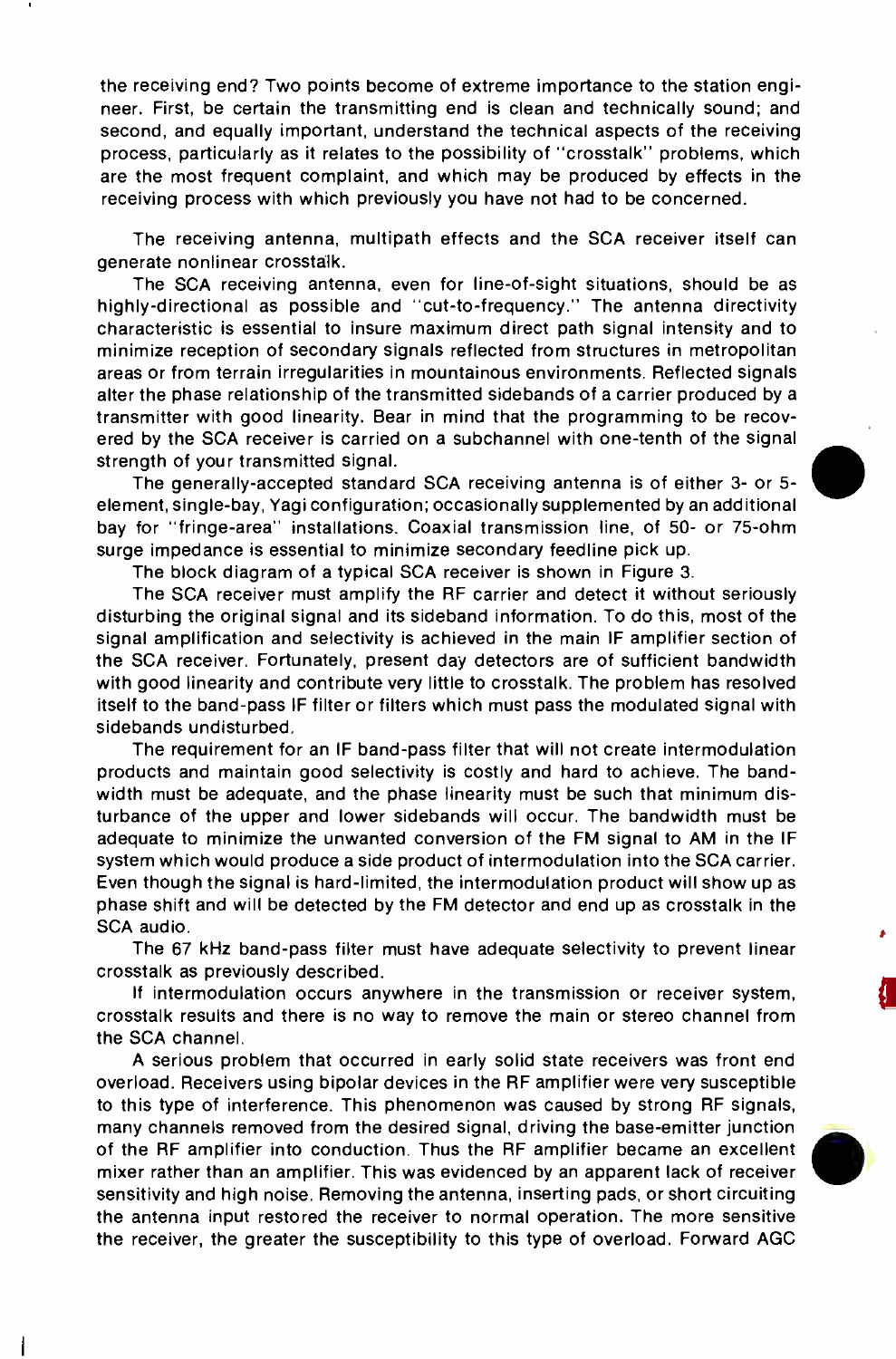the receiving end? Two points become of extreme importance to the station engineer. First, be certain the transmitting end is clean and technically sound; and second, and equally important, understand the technical aspects of the receiving process, particularly as it relates to the possibility of "crosstalk" problems, which are the most frequent complaint, and which may be produced by effects in the receiving process with which previously you have not had to be concerned.

The receiving antenna, multipath effects and the SCA receiver itself can generate nonlinear crosstalk.

The SCA receiving antenna, even for line-of-sight situations, should be as highly-directional as possible and "cut-to-frequency." The antenna directivity characteristic is essential to insure maximum direct path signal intensity and to minimize reception of secondary signals reflected from structures in metropolitan areas or from terrain irregularities in mountainous environments. Reflected signals alter the phase relationship of the transmitted sidebands of a carrier produced by a transmitter with good linearity. Bear in mind that the programming to be recovered by the SCA receiver is carried on a subchannel with one-tenth of the signal strength of your transmitted signal.

The generally-accepted standard SCA receiving antenna is of either 3- or 5-element, single-bay, Yagi configuration; occasionally supplemented by an additional bay for "fringe-area" installations. Coaxial transmission line, of 50- or 75-ohm surge impedance is essential to minimize secondary feedline pick up.

The block diagram of a typical SCA receiver is shown in Figure 3.

The SCA receiver must amplify the RF carrier and detect it without seriously disturbing the original signal and its sideband information. To do this, most of the signal amplification and selectivity is achieved in the main IF amplifier section of the SCA receiver. Fortunately, present day detectors are of sufficient bandwidth with good linearity and contribute very little to crosstalk. The problem has resolved itself to the band-pass IF filter or filters which must pass the modulated signal with sidebands undisturbed.

The requirement for an IF band-pass filter that will not create intermodulation products and maintain good selectivity is costly and hard to achieve. The bandwidth must be adequate, and the phase linearity must be such that minimum disturbance of the upper and lower sidebands will occur. The bandwidth must be adequate to minimize the unwanted conversion of the FM signal to AM in the IF system which would produce a side product of intermodulation into the SCA carrier. Even though the signal is hard-limited, the intermodulation product will show up as phase shift and will be detected by the FM detector and end up as crosstalk in the SCA audio.

The 67 kHz band-pass filter must have adequate selectivity to prevent linear crosstalk as previously described.

If intermodulation occurs anywhere in the transmission or receiver system, crosstalk results and there is no way to remove the main or stereo channel from the SCA channel.

A serious problem that occurred in early solid state receivers was front end overload. Receivers using bipolar devices in the RF amplifier were very susceptible to this type of interference. This phenomenon was caused by strong RF signals, many channels removed from the desired signal, driving the base-emitter junction of the RF amplifier into conduction. Thus the RF amplifier became an excellent mixer rather than an amplifier. This was evidenced by an apparent lack of receiver sensitivity and high noise. Removing the antenna, inserting pads, or short circuiting the antenna input restored the receiver to normal operation. The more sensitive the receiver, the greater the susceptibility to this type of overload. Forward AGC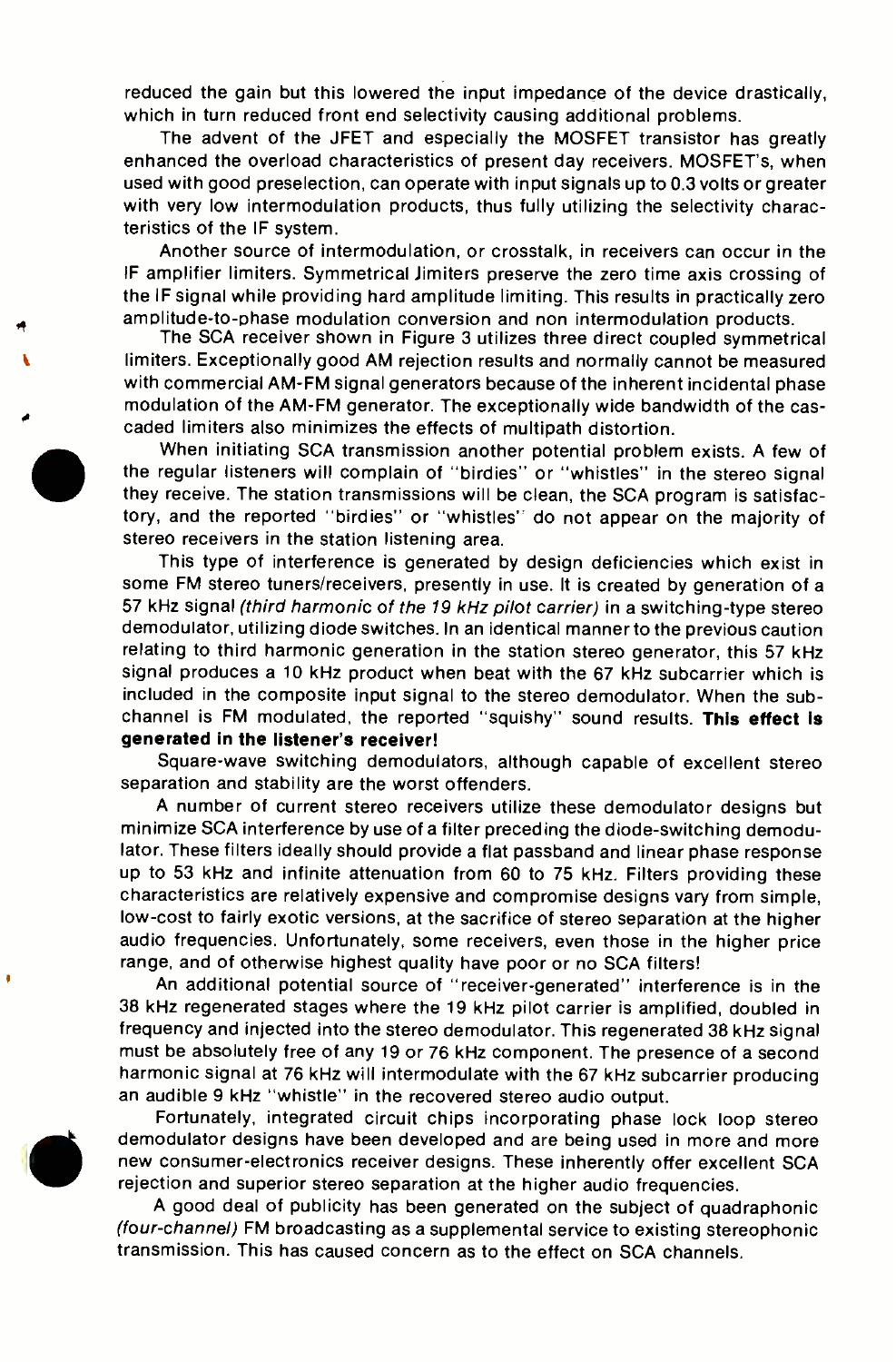reduced the gain but this lowered the input impedance of the device drastically, which in turn reduced front end selectivity causing additional problems.

The advent of the JFET and especially the MOSFET transistor has greatly enhanced the overload characteristics of present day receivers. MOSFET's, when used with good preselection, can operate with input signals up to 0.3 volts or greater with very low intermodulation products, thus fully utilizing the selectivity characteristics of the IF system.

Another source of intermodulation, or crosstalk, in receivers can occur in the IF amplifier limiters. Symmetrical limiters preserve the zero time axis crossing of the IF signal while providing hard amplitude limiting. This results in practically zero amplitude-to-phase modulation conversion and non intermodulation products.

The SCA receiver shown in Figure 3 utilizes three direct coupled symmetrical limiters. Exceptionally good AM rejection results and normally cannot be measured with commercial AM-FM signal generators because of the inherent incidental phase modulation of the AM-FM generator. The exceptionally wide bandwidth of the cascaded limiters also minimizes the effects of multipath distortion.

When initiating SCA transmission another potential problem exists. A few of the regular listeners will complain of "birdies" or "whistles" in the stereo signal they receive. The station transmissions will be clean, the SCA program is satisfactory, and the reported "birdies" or "whistles" do not appear on the majority of stereo receivers in the station listening area.

This type of interference is generated by design deficiencies which exist in some FM stereo tuners/receivers, presently in use. It is created by generation of a 57 kHz signal *(third harmonic of the 19 kHz pilot carrier)* in a switching-type stereo demodulator, utilizing diode switches. In an identical manner to the previous caution relating to third harmonic generation in the station stereo generator, this 57 kHz signal produces a 10 kHz product when beat with the 67 kHz subcarrier which is included in the composite input signal to the stereo demodulator. When the subchannel is FM modulated, the reported "squishy" sound results. **This effect is generated in the listener's receiver!**

Square-wave switching demodulators, although capable of excellent stereo separation and stability are the worst offenders.

A number of current stereo receivers utilize these demodulator designs but minimize SCA interference by use of a filter preceding the diode-switching demodulator. These filters ideally should provide a flat passband and linear phase response up to 53 kHz and infinite attenuation from 60 to 75 kHz. Filters providing these characteristics are relatively expensive and compromise designs vary from simple, low-cost to fairly exotic versions, at the sacrifice of stereo separation at the higher audio frequencies. Unfortunately, some receivers, even those in the higher price range, and of otherwise highest quality have poor or no SCA filters!

An additional potential source of "receiver-generated" interference is in the 38 kHz regenerated stages where the 19 kHz pilot carrier is amplified, doubled in frequency and injected into the stereo demodulator. This regenerated 38 kHz signal must be absolutely free of any 19 or 76 kHz component. The presence of a second harmonic signal at 76 kHz will intermodulate with the 67 kHz subcarrier producing an audible 9 kHz "whistle" in the recovered stereo audio output.

Fortunately, integrated circuit chips incorporating phase lock loop stereo demodulator designs have been developed and are being used in more and more new consumer-electronics receiver designs. These inherently offer excellent SCA rejection and superior stereo separation at the higher audio frequencies.

A good deal of publicity has been generated on the subject of quadraphonic *(four-channel)* FM broadcasting as a supplemental service to existing stereophonic transmission. This has caused concern as to the effect on SCA channels.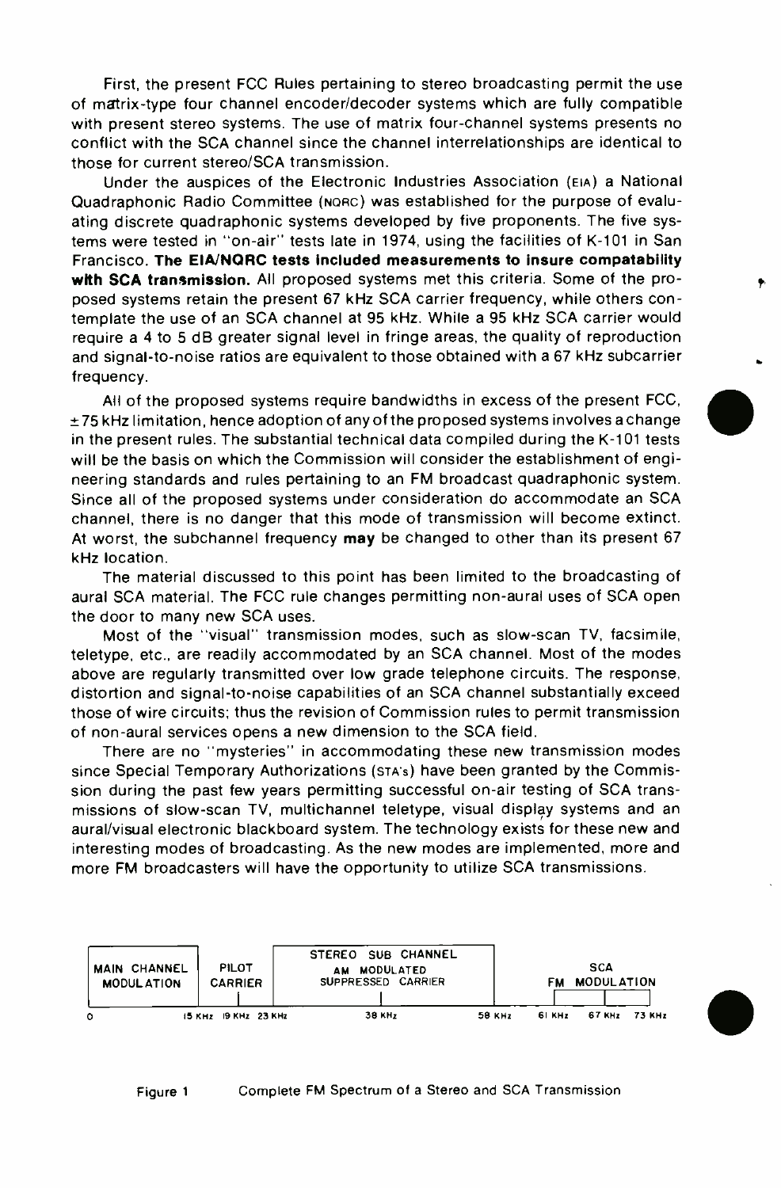First, the present FCC Rules pertaining to stereo broadcasting permit the use of matrix-type four channel encoder/decoder systems which are fully compatible with present stereo systems. The use of matrix four-channel systems presents no conflict with the SCA channel since the channel interrelationships are identical to those for current stereo/SCA transmission.

Under the auspices of the Electronic Industries Association (EIA) a National Quadraphonic Radio Committee (NQRC) was established for the purpose of evaluating discrete quadraphonic systems developed by five proponents. The five systems were tested in "on-air" tests late in 1974, using the facilities of K-101 in San Francisco. **The EIA/NQRC tests included measurements to insure compatability with SCA transmission.** All proposed systems met this criteria. Some of the proposed systems retain the present 67 kHz SCA carrier frequency, while others contemplate the use of an SCA channel at 95 kHz. While a 95 kHz SCA carrier would require a 4 to 5 dB greater signal level in fringe areas, the quality of reproduction and signal-to-noise ratios are equivalent to those obtained with a 67 kHz subcarrier frequency.

All of the proposed systems require bandwidths in excess of the present FCC, ±75 kHz limitation, hence adoption of any of the proposed systems involves a change in the present rules. The substantial technical data compiled during the K-101 tests will be the basis on which the Commission will consider the establishment of engineering standards and rules pertaining to an FM broadcast quadraphonic system. Since all of the proposed systems under consideration do accommodate an SCA channel, there is no danger that this mode of transmission will become extinct. At worst, the subchannel frequency **may** be changed to other than its present 67 kHz location.

The material discussed to this point has been limited to the broadcasting of aural SCA material. The FCC rule changes permitting non-aural uses of SCA open the door to many new SCA uses.

Most of the "visual" transmission modes, such as slow-scan TV, facsimile, teletype, etc., are readily accommodated by an SCA channel. Most of the modes above are regularly transmitted over low grade telephone circuits. The response, distortion and signal-to-noise capabilities of an SCA channel substantially exceed those of wire circuits; thus the revision of Commission rules to permit transmission of non-aural services opens a new dimension to the SCA field.

There are no "mysteries" in accommodating these new transmission modes since Special Temporary Authorizations (STA's) have been granted by the Commission during the past few years permitting successful on-air testing of SCA transmissions of slow-scan TV, multichannel teletype, visual display systems and an aural/visual electronic blackboard system. The technology exists for these new and interesting modes of broadcasting. As the new modes are implemented, more and more FM broadcasters will have the opportunity to utilize SCA transmissions.

| MAIN CHANNEL MODULATION | PILOT CARRIER | STEREO SUB CHANNEL AM MODULATED SUPPRESSED CARRIER | SCA FM MODULATION |
|---|---|---|---|
| 0 – 15 KHz | 19 KHz | 23 KHz – 38 KHz – 58 KHz | 61 KHz – 67 KHz – 73 KHz |

Figure 1 Complete FM Spectrum of a Stereo and SCA Transmission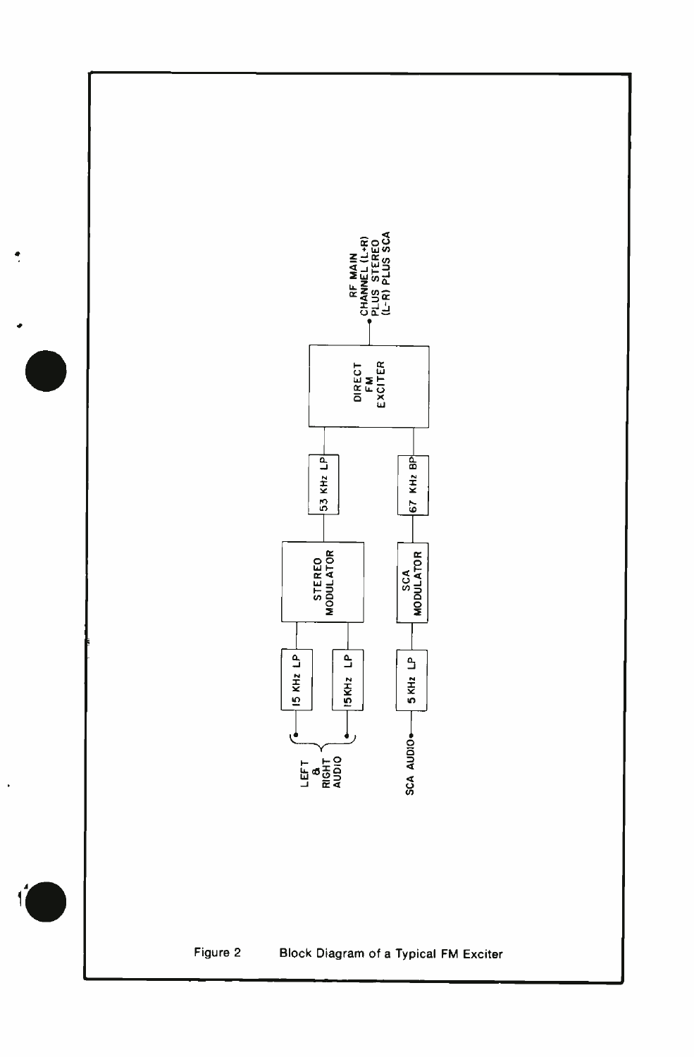Figure 2 Block Diagram of a Typical FM Exciter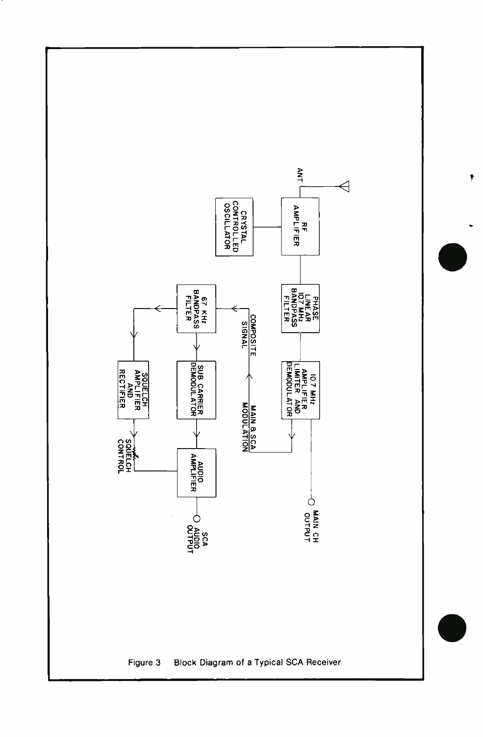ANT.

RF AMPLIFIER

CRYSTAL CONTROLLED OSCILLATOR

PHASE LINEAR 10.7 MHz BANDPASS FILTER

10.7 MHz AMPLIFIER LIMITER AND DEMODULATOR

MAIN CH OUTPUT

MAIN & SCA MODULATION

COMPOSITE SIGNAL

67 KHz BANDPASS FILTER

SUB CARRIER DEMODULATOR

SQUELCH AMPLIFIER AND RECTIFIER

SQUELCH CONTROL

AUDIO AMPLIFIER

SCA AUDIO OUTPUT

Figure 3 Block Diagram of a Typical SCA Receiver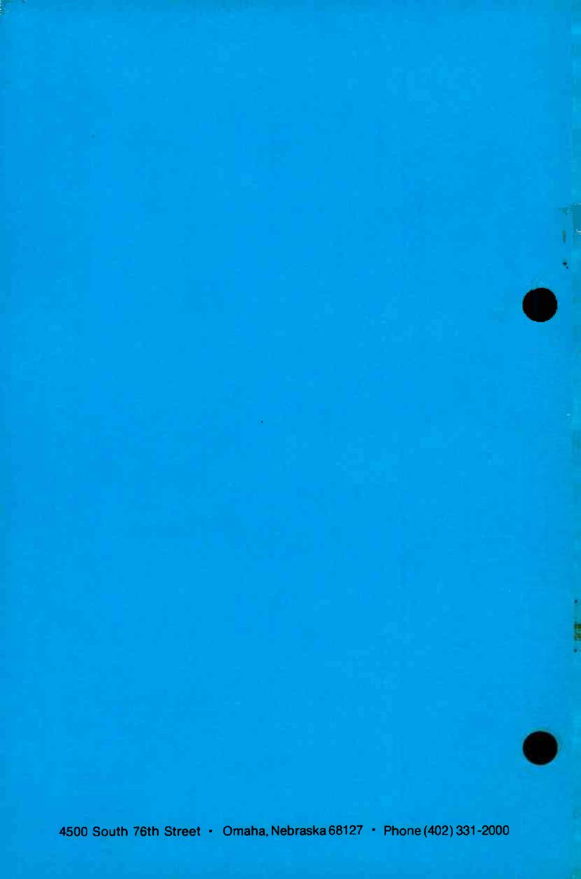4500 South 76th Street · Omaha, Nebraska 68127 · Phone (402) 331-2000